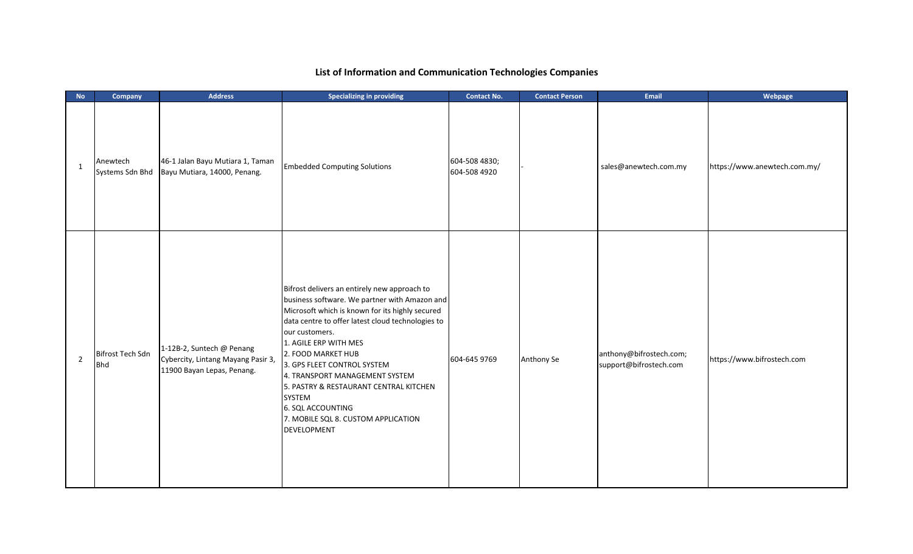# List of Information and Communication Technologies Companies

| No | Company | Address | Specializing in providing | Contact No. | Contact Person | Email | Webpage |
|---|---|---|---|---|---|---|---|
| 1 | Anewtech Systems Sdn Bhd | 46-1 Jalan Bayu Mutiara 1, Taman Bayu Mutiara, 14000, Penang. | Embedded Computing Solutions | 604-508 4830; 604-508 4920 | - | sales@anewtech.com.my | https://www.anewtech.com.my/ |
| 2 | Bifrost Tech Sdn Bhd | 1-12B-2, Suntech @ Penang Cybercity, Lintang Mayang Pasir 3, 11900 Bayan Lepas, Penang. | Bifrost delivers an entirely new approach to business software. We partner with Amazon and Microsoft which is known for its highly secured data centre to offer latest cloud technologies to our customers.<br>1. AGILE ERP WITH MES<br>2. FOOD MARKET HUB<br>3. GPS FLEET CONTROL SYSTEM<br>4. TRANSPORT MANAGEMENT SYSTEM<br>5. PASTRY & RESTAURANT CENTRAL KITCHEN SYSTEM<br>6. SQL ACCOUNTING<br>7. MOBILE SQL 8. CUSTOM APPLICATION DEVELOPMENT | 604-645 9769 | Anthony Se | anthony@bifrostech.com; support@bifrostech.com | https://www.bifrostech.com |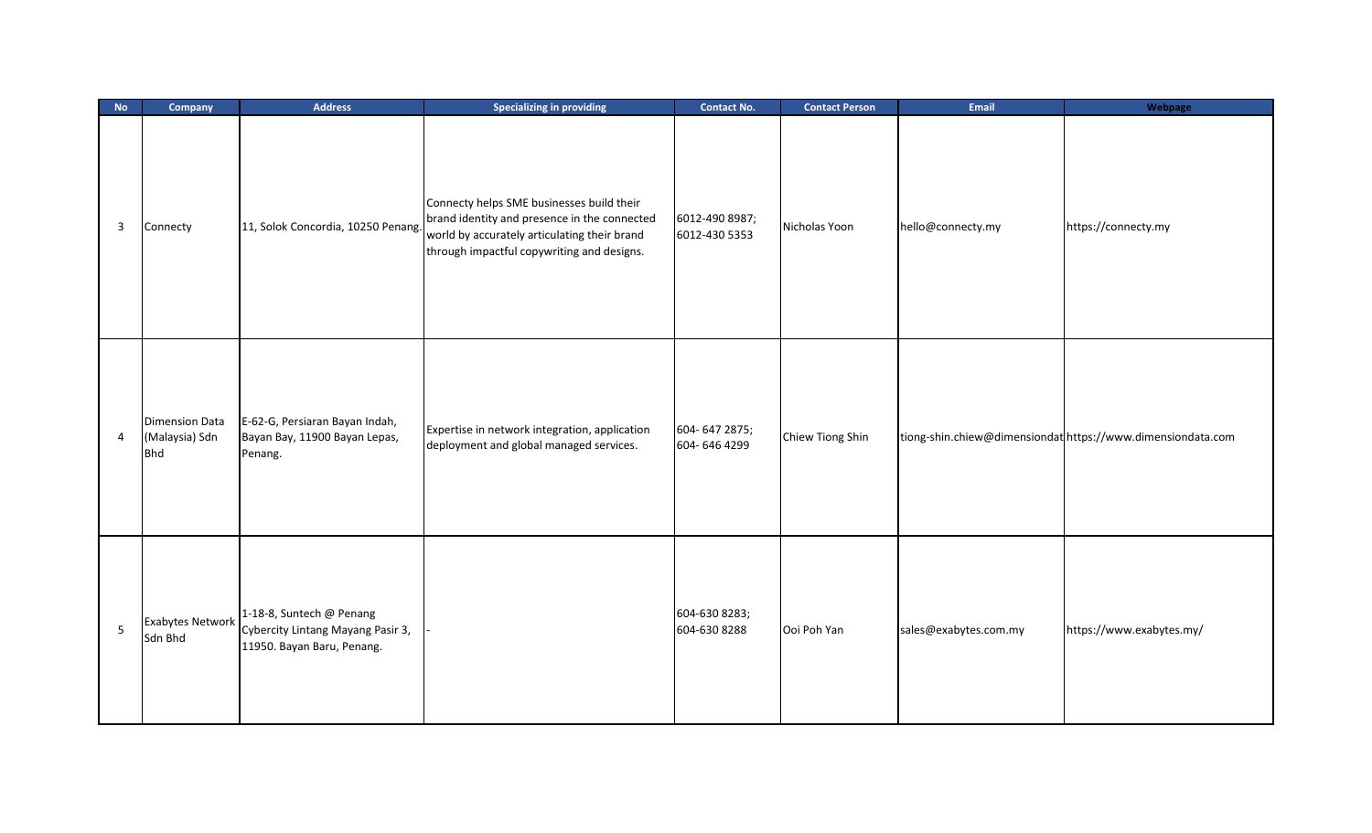| No | Company | Address | Specializing in providing | Contact No. | Contact Person | Email | Webpage |
|---|---|---|---|---|---|---|---|
| 3 | Connecty | 11, Solok Concordia, 10250 Penang. | Connecty helps SME businesses build their brand identity and presence in the connected world by accurately articulating their brand through impactful copywriting and designs. | 6012-490 8987; 6012-430 5353 | Nicholas Yoon | hello@connecty.my | https://connecty.my |
| 4 | Dimension Data (Malaysia) Sdn Bhd | E-62-G, Persiaran Bayan Indah, Bayan Bay, 11900 Bayan Lepas, Penang. | Expertise in network integration, application deployment and global managed services. | 604- 647 2875; 604- 646 4299 | Chiew Tiong Shin | tiong-shin.chiew@dimensiondat | https://www.dimensiondata.com |
| 5 | Exabytes Network Sdn Bhd | 1-18-8, Suntech @ Penang Cybercity Lintang Mayang Pasir 3, 11950. Bayan Baru, Penang. | - | 604-630 8283; 604-630 8288 | Ooi Poh Yan | sales@exabytes.com.my | https://www.exabytes.my/ |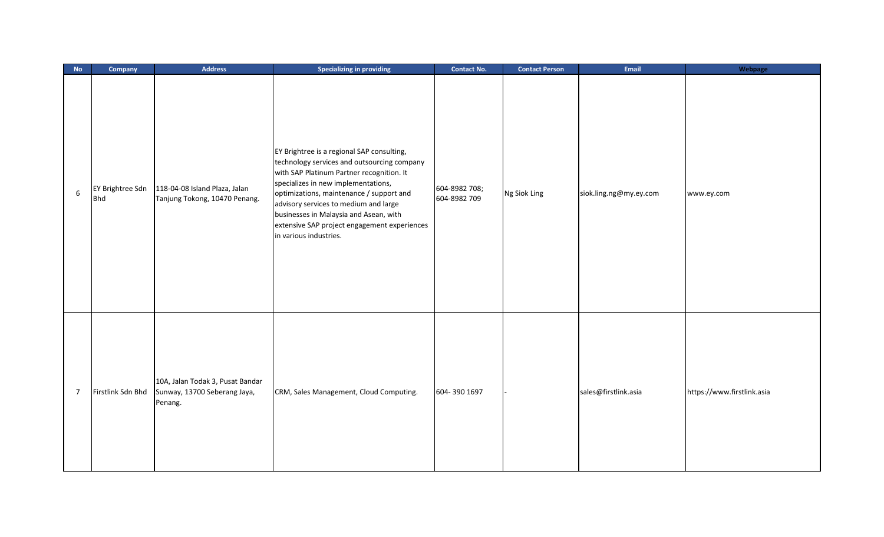| No | Company | Address | Specializing in providing | Contact No. | Contact Person | Email | Webpage |
|---|---|---|---|---|---|---|---|
| 6 | EY Brightree Sdn Bhd | 118-04-08 Island Plaza, Jalan Tanjung Tokong, 10470 Penang. | EY Brightree is a regional SAP consulting, technology services and outsourcing company with SAP Platinum Partner recognition. It specializes in new implementations, optimizations, maintenance / support and advisory services to medium and large businesses in Malaysia and Asean, with extensive SAP project engagement experiences in various industries. | 604-8982 708; 604-8982 709 | Ng Siok Ling | siok.ling.ng@my.ey.com | www.ey.com |
| 7 | Firstlink Sdn Bhd | 10A, Jalan Todak 3, Pusat Bandar Sunway, 13700 Seberang Jaya, Penang. | CRM, Sales Management, Cloud Computing. | 604- 390 1697 | - | sales@firstlink.asia | https://www.firstlink.asia |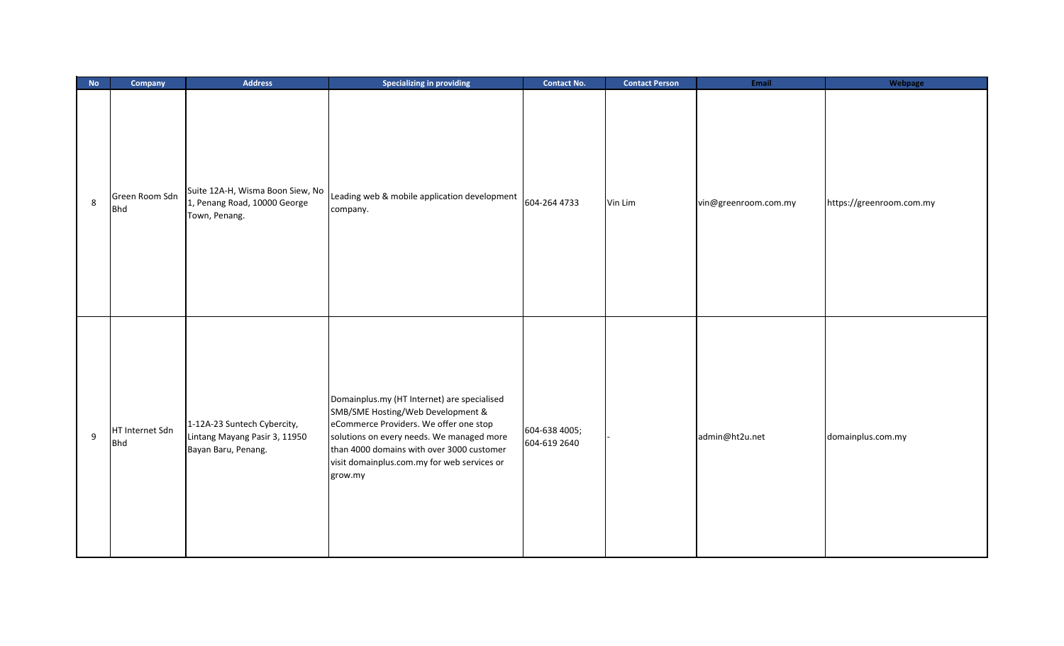| No | Company | Address | Specializing in providing | Contact No. | Contact Person | Email | Webpage |
|---|---|---|---|---|---|---|---|
| 8 | Green Room Sdn Bhd | Suite 12A-H, Wisma Boon Siew, No 1, Penang Road, 10000 George Town, Penang. | Leading web & mobile application development company. | 604-264 4733 | Vin Lim | vin@greenroom.com.my | https://greenroom.com.my |
| 9 | HT Internet Sdn Bhd | 1-12A-23 Suntech Cybercity, Lintang Mayang Pasir 3, 11950 Bayan Baru, Penang. | Domainplus.my (HT Internet) are specialised SMB/SME Hosting/Web Development & eCommerce Providers. We offer one stop solutions on every needs. We managed more than 4000 domains with over 3000 customer visit domainplus.com.my for web services or grow.my | 604-638 4005; 604-619 2640 | - | admin@ht2u.net | domainplus.com.my |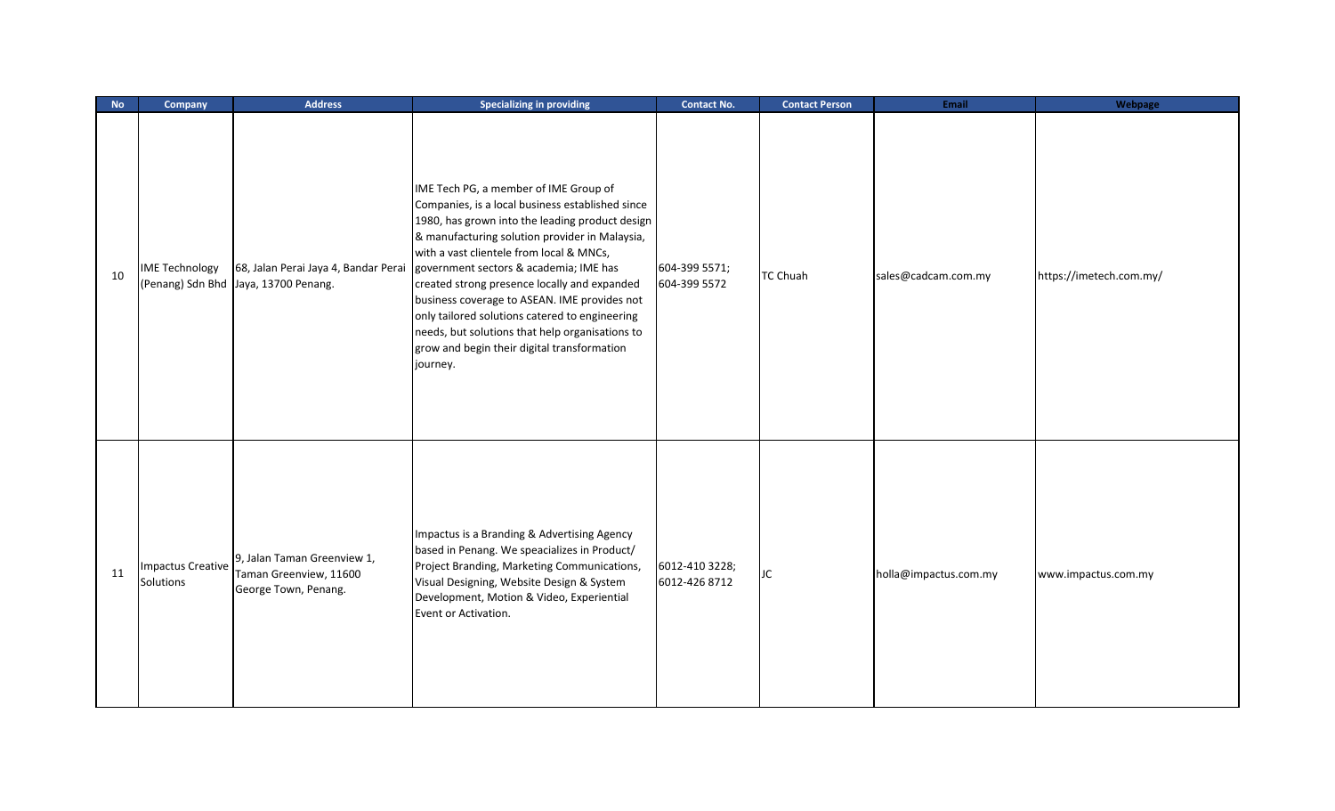| No | Company | Address | Specializing in providing | Contact No. | Contact Person | Email | Webpage |
|---|---|---|---|---|---|---|---|
| 10 | IME Technology (Penang) Sdn Bhd | 68, Jalan Perai Jaya 4, Bandar Perai Jaya, 13700 Penang. | IME Tech PG, a member of IME Group of Companies, is a local business established since 1980, has grown into the leading product design & manufacturing solution provider in Malaysia, with a vast clientele from local & MNCs, government sectors & academia; IME has created strong presence locally and expanded business coverage to ASEAN. IME provides not only tailored solutions catered to engineering needs, but solutions that help organisations to grow and begin their digital transformation journey. | 604-399 5571; 604-399 5572 | TC Chuah | sales@cadcam.com.my | https://imetech.com.my/ |
| 11 | Impactus Creative Solutions | 9, Jalan Taman Greenview 1, Taman Greenview, 11600 George Town, Penang. | Impactus is a Branding & Advertising Agency based in Penang. We speacializes in Product/ Project Branding, Marketing Communications, Visual Designing, Website Design & System Development, Motion & Video, Experiential Event or Activation. | 6012-410 3228; 6012-426 8712 | JC | holla@impactus.com.my | www.impactus.com.my |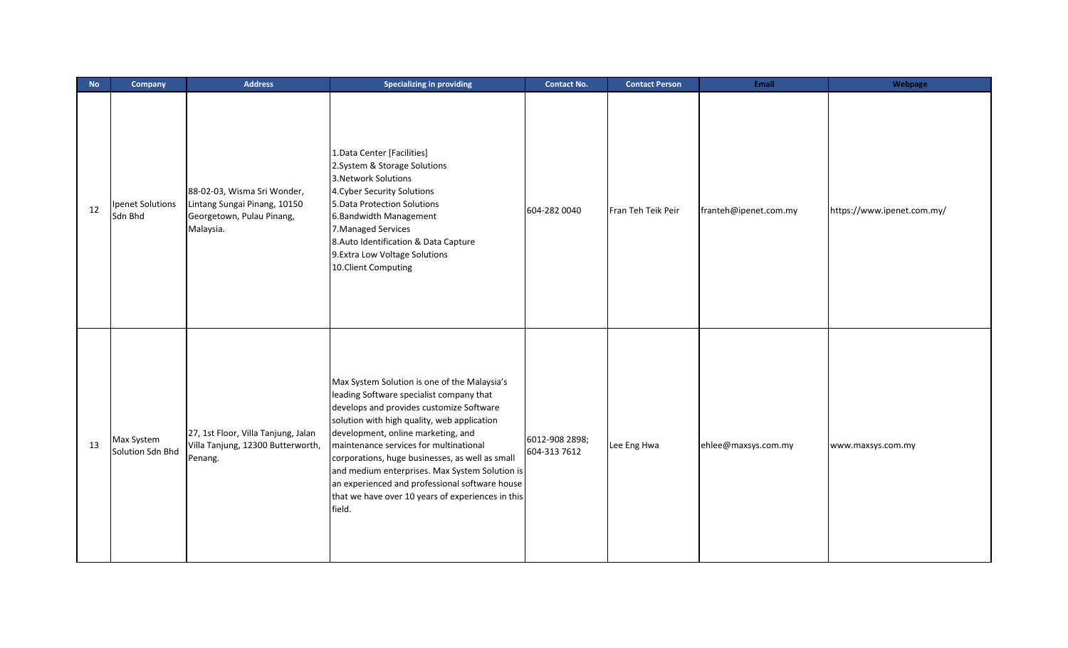| No | Company | Address | Specializing in providing | Contact No. | Contact Person | Email | Webpage |
|---|---|---|---|---|---|---|---|
| 12 | Ipenet Solutions Sdn Bhd | 88-02-03, Wisma Sri Wonder, Lintang Sungai Pinang, 10150 Georgetown, Pulau Pinang, Malaysia. | 1.Data Center [Facilities]<br>2.System & Storage Solutions<br>3.Network Solutions<br>4.Cyber Security Solutions<br>5.Data Protection Solutions<br>6.Bandwidth Management<br>7.Managed Services<br>8.Auto Identification & Data Capture<br>9.Extra Low Voltage Solutions<br>10.Client Computing | 604-282 0040 | Fran Teh Teik Peir | franteh@ipenet.com.my | https://www.ipenet.com.my/ |
| 13 | Max System Solution Sdn Bhd | 27, 1st Floor, Villa Tanjung, Jalan Villa Tanjung, 12300 Butterworth, Penang. | Max System Solution is one of the Malaysia's leading Software specialist company that develops and provides customize Software solution with high quality, web application development, online marketing, and maintenance services for multinational corporations, huge businesses, as well as small and medium enterprises. Max System Solution is an experienced and professional software house that we have over 10 years of experiences in this field. | 6012-908 2898; 604-313 7612 | Lee Eng Hwa | ehlee@maxsys.com.my | www.maxsys.com.my |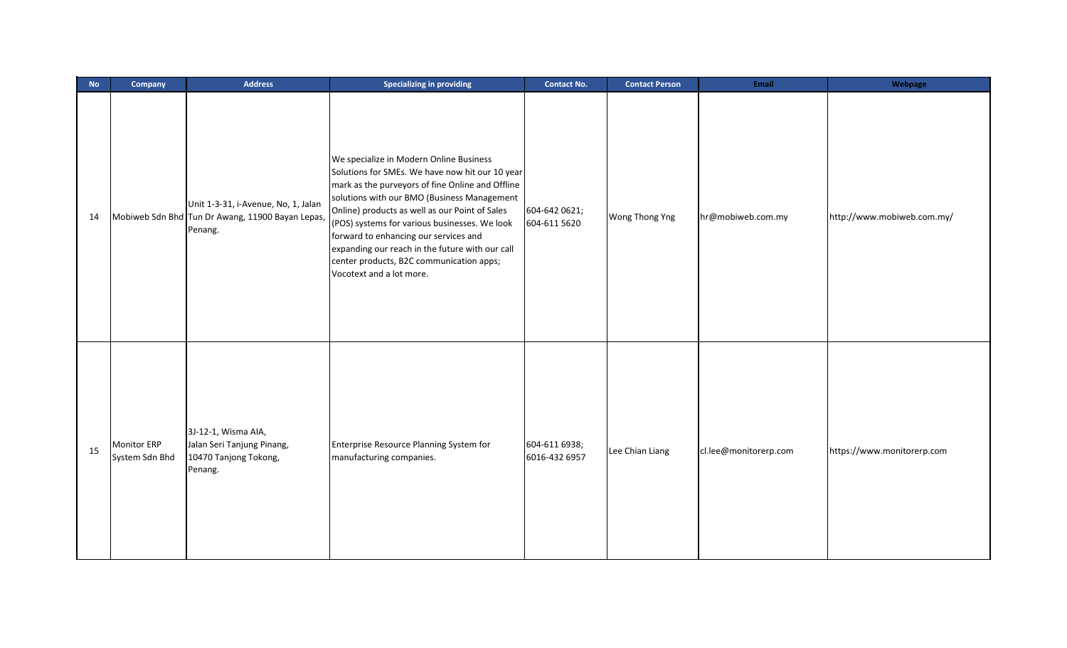| No | Company | Address | Specializing in providing | Contact No. | Contact Person | Email | Webpage |
|---|---|---|---|---|---|---|---|
| 14 | Mobiweb Sdn Bhd | Unit 1-3-31, i-Avenue, No, 1, Jalan Tun Dr Awang, 11900 Bayan Lepas, Penang. | We specialize in Modern Online Business Solutions for SMEs. We have now hit our 10 year mark as the purveyors of fine Online and Offline solutions with our BMO (Business Management Online) products as well as our Point of Sales (POS) systems for various businesses. We look forward to enhancing our services and expanding our reach in the future with our call center products, B2C communication apps; Vocotext and a lot more. | 604-642 0621; 604-611 5620 | Wong Thong Yng | hr@mobiweb.com.my | http://www.mobiweb.com.my/ |
| 15 | Monitor ERP System Sdn Bhd | 3J-12-1, Wisma AIA, Jalan Seri Tanjung Pinang, 10470 Tanjong Tokong, Penang. | Enterprise Resource Planning System for manufacturing companies. | 604-611 6938; 6016-432 6957 | Lee Chian Liang | cl.lee@monitorerp.com | https://www.monitorerp.com |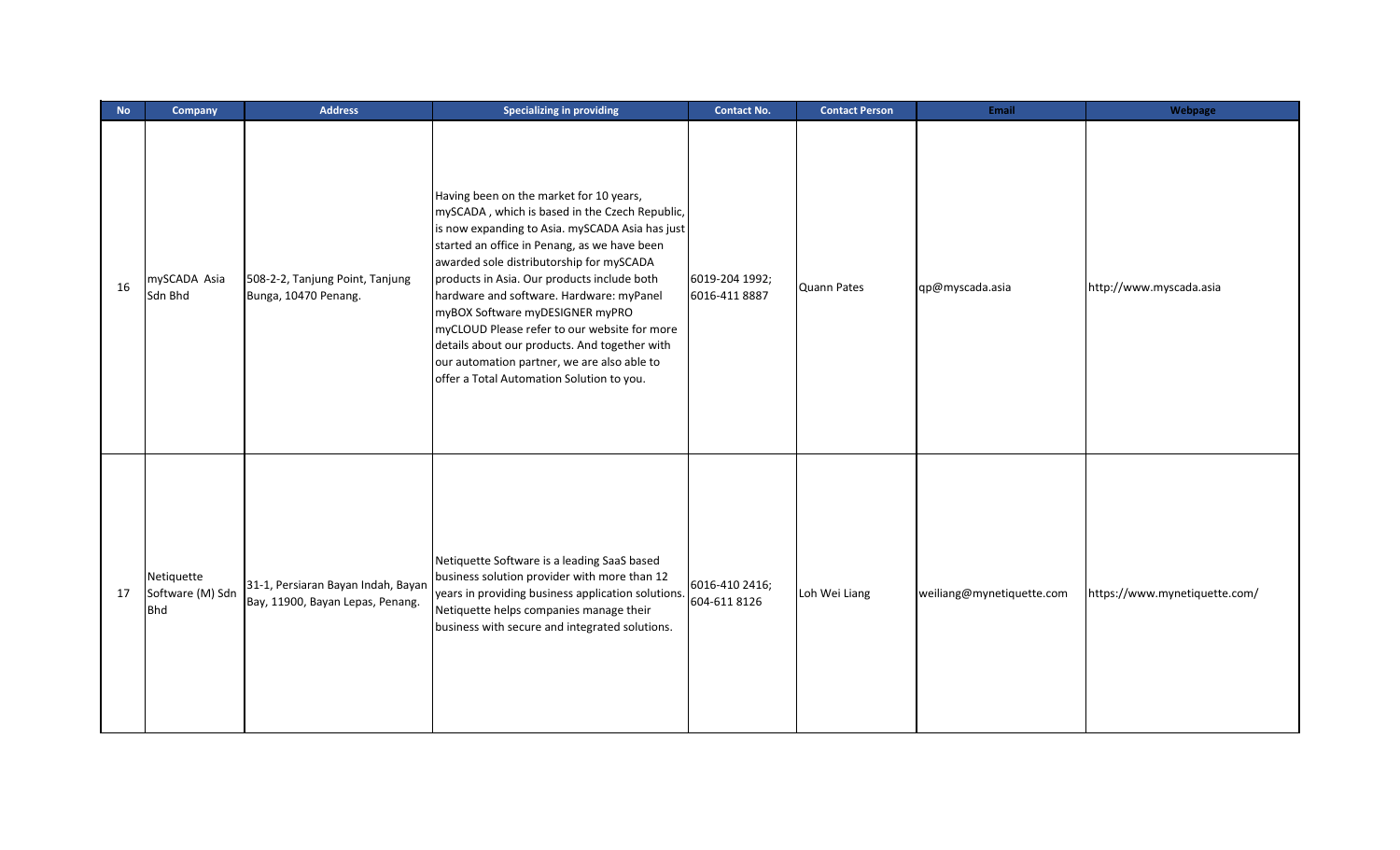| No | Company | Address | Specializing in providing | Contact No. | Contact Person | Email | Webpage |
|---|---|---|---|---|---|---|---|
| 16 | mySCADA Asia Sdn Bhd | 508-2-2, Tanjung Point, Tanjung Bunga, 10470 Penang. | Having been on the market for 10 years, mySCADA , which is based in the Czech Republic, is now expanding to Asia. mySCADA Asia has just started an office in Penang, as we have been awarded sole distributorship for mySCADA products in Asia. Our products include both hardware and software. Hardware: myPanel myBOX Software myDESIGNER myPRO myCLOUD Please refer to our website for more details about our products. And together with our automation partner, we are also able to offer a Total Automation Solution to you. | 6019-204 1992; 6016-411 8887 | Quann Pates | qp@myscada.asia | http://www.myscada.asia |
| 17 | Netiquette Software (M) Sdn Bhd | 31-1, Persiaran Bayan Indah, Bayan Bay, 11900, Bayan Lepas, Penang. | Netiquette Software is a leading SaaS based business solution provider with more than 12 years in providing business application solutions. Netiquette helps companies manage their business with secure and integrated solutions. | 6016-410 2416; 604-611 8126 | Loh Wei Liang | weiliang@mynetiquette.com | https://www.mynetiquette.com/ |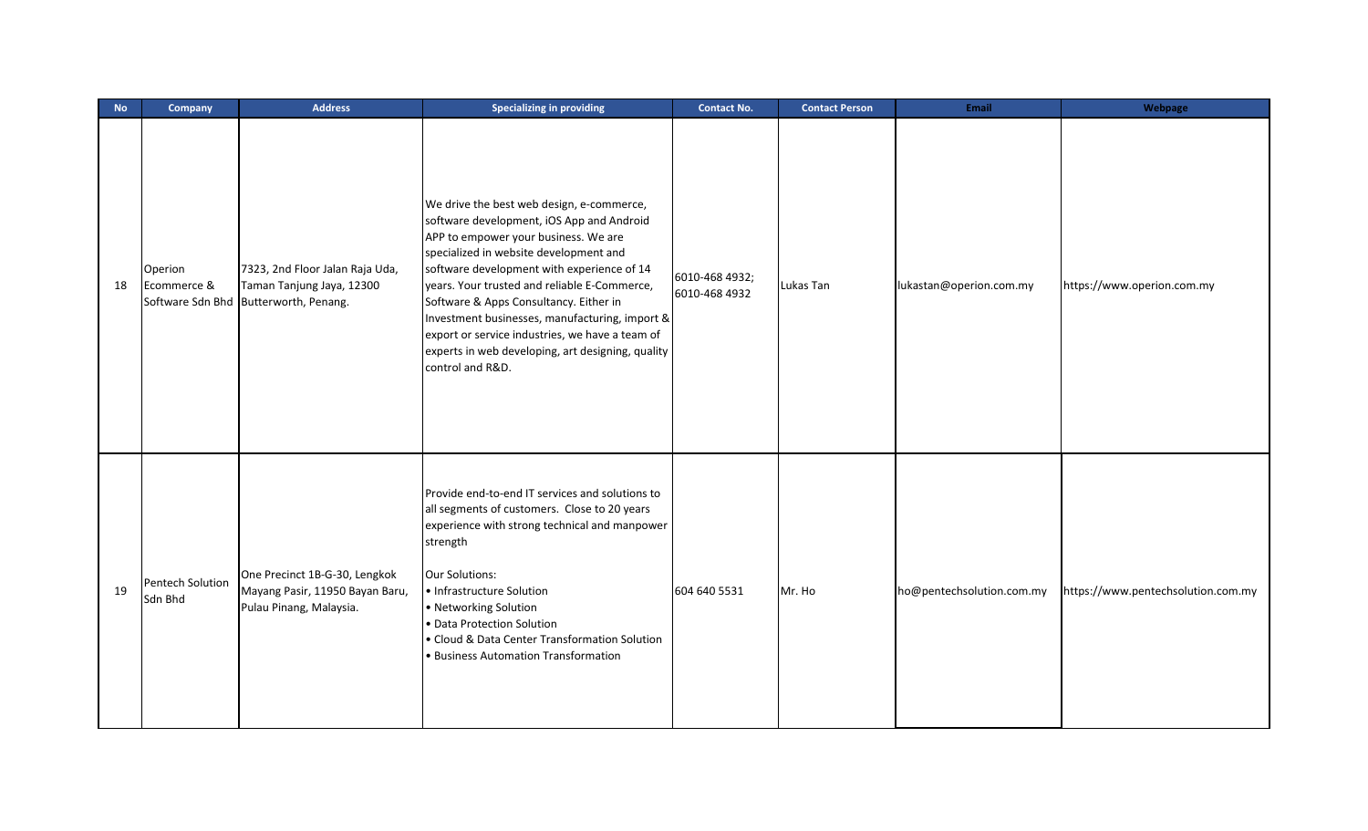| No | Company | Address | Specializing in providing | Contact No. | Contact Person | Email | Webpage |
|---|---|---|---|---|---|---|---|
| 18 | Operion Ecommerce & Software Sdn Bhd | 7323, 2nd Floor Jalan Raja Uda, Taman Tanjung Jaya, 12300 Butterworth, Penang. | We drive the best web design, e-commerce, software development, iOS App and Android APP to empower your business. We are specialized in website development and software development with experience of 14 years. Your trusted and reliable E-Commerce, Software & Apps Consultancy. Either in Investment businesses, manufacturing, import & export or service industries, we have a team of experts in web developing, art designing, quality control and R&D. | 6010-468 4932; 6010-468 4932 | Lukas Tan | lukastan@operion.com.my | https://www.operion.com.my |
| 19 | Pentech Solution Sdn Bhd | One Precinct 1B-G-30, Lengkok Mayang Pasir, 11950 Bayan Baru, Pulau Pinang, Malaysia. | Provide end-to-end IT services and solutions to all segments of customers. Close to 20 years experience with strong technical and manpower strength<br><br>Our Solutions:<br>• Infrastructure Solution<br>• Networking Solution<br>• Data Protection Solution<br>• Cloud & Data Center Transformation Solution<br>• Business Automation Transformation | 604 640 5531 | Mr. Ho | ho@pentechsolution.com.my | https://www.pentechsolution.com.my |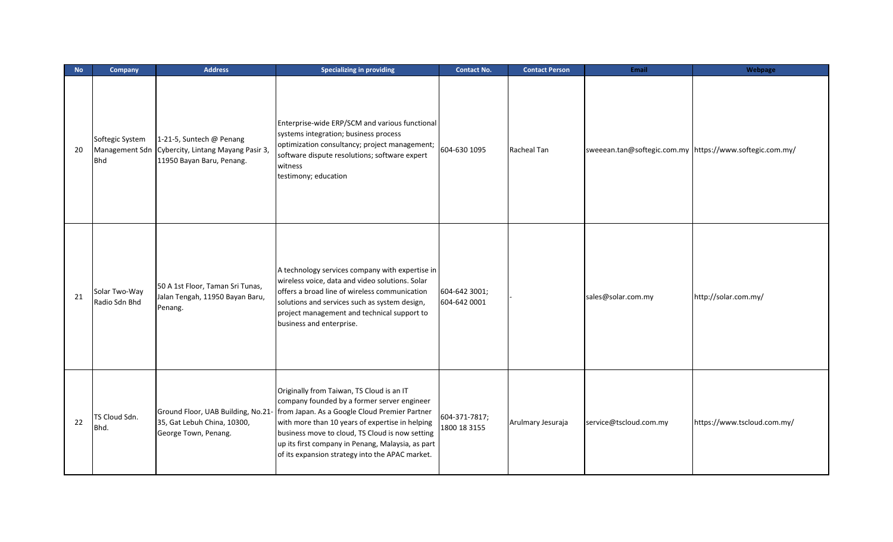| No | Company | Address | Specializing in providing | Contact No. | Contact Person | Email | Webpage |
|---|---|---|---|---|---|---|---|
| 20 | Softegic System Management Sdn Bhd | 1-21-5, Suntech @ Penang Cybercity, Lintang Mayang Pasir 3, 11950 Bayan Baru, Penang. | Enterprise-wide ERP/SCM and various functional systems integration; business process optimization consultancy; project management; software dispute resolutions; software expert witness testimony; education | 604-630 1095 | Racheal Tan | sweeean.tan@softegic.com.my | https://www.softegic.com.my/ |
| 21 | Solar Two-Way Radio Sdn Bhd | 50 A 1st Floor, Taman Sri Tunas, Jalan Tengah, 11950 Bayan Baru, Penang. | A technology services company with expertise in wireless voice, data and video solutions. Solar offers a broad line of wireless communication solutions and services such as system design, project management and technical support to business and enterprise. | 604-642 3001; 604-642 0001 | - | sales@solar.com.my | http://solar.com.my/ |
| 22 | TS Cloud Sdn. Bhd. | Ground Floor, UAB Building, No.21-35, Gat Lebuh China, 10300, George Town, Penang. | Originally from Taiwan, TS Cloud is an IT company founded by a former server engineer from Japan. As a Google Cloud Premier Partner with more than 10 years of expertise in helping business move to cloud, TS Cloud is now setting up its first company in Penang, Malaysia, as part of its expansion strategy into the APAC market. | 604-371-7817; 1800 18 3155 | Arulmary Jesuraja | service@tscloud.com.my | https://www.tscloud.com.my/ |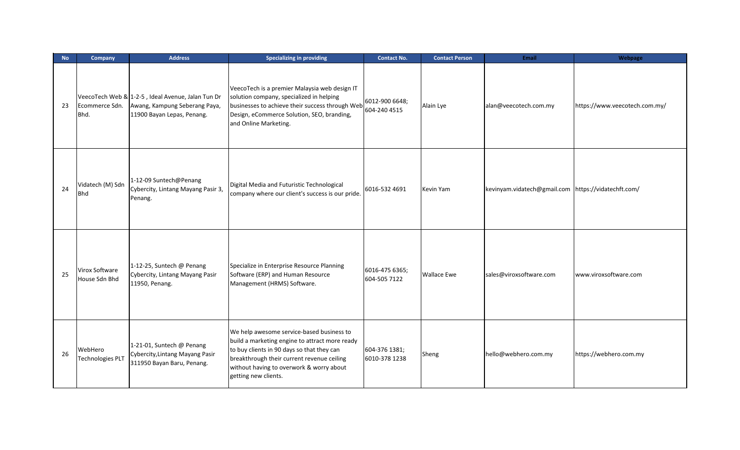| No | Company | Address | Specializing in providing | Contact No. | Contact Person | Email | Webpage |
|---|---|---|---|---|---|---|---|
| 23 | VeecoTech Web & Ecommerce Sdn. Bhd. | 1-2-5 , Ideal Avenue, Jalan Tun Dr Awang, Kampung Seberang Paya, 11900 Bayan Lepas, Penang. | VeecoTech is a premier Malaysia web design IT solution company, specialized in helping businesses to achieve their success through Web Design, eCommerce Solution, SEO, branding, and Online Marketing. | 6012-900 6648; 604-240 4515 | Alain Lye | alan@veecotech.com.my | https://www.veecotech.com.my/ |
| 24 | Vidatech (M) Sdn Bhd | 1-12-09 Suntech@Penang Cybercity, Lintang Mayang Pasir 3, Penang. | Digital Media and Futuristic Technological company where our client's success is our pride. | 6016-532 4691 | Kevin Yam | kevinyam.vidatech@gmail.com | https://vidatechft.com/ |
| 25 | Virox Software House Sdn Bhd | 1-12-25, Suntech @ Penang Cybercity, Lintang Mayang Pasir 11950, Penang. | Specialize in Enterprise Resource Planning Software (ERP) and Human Resource Management (HRMS) Software. | 6016-475 6365; 604-505 7122 | Wallace Ewe | sales@viroxsoftware.com | www.viroxsoftware.com |
| 26 | WebHero Technologies PLT | 1-21-01, Suntech @ Penang Cybercity,Lintang Mayang Pasir 311950 Bayan Baru, Penang. | We help awesome service-based business to build a marketing engine to attract more ready to buy clients in 90 days so that they can breakthrough their current revenue ceiling without having to overwork & worry about getting new clients. | 604-376 1381; 6010-378 1238 | Sheng | hello@webhero.com.my | https://webhero.com.my |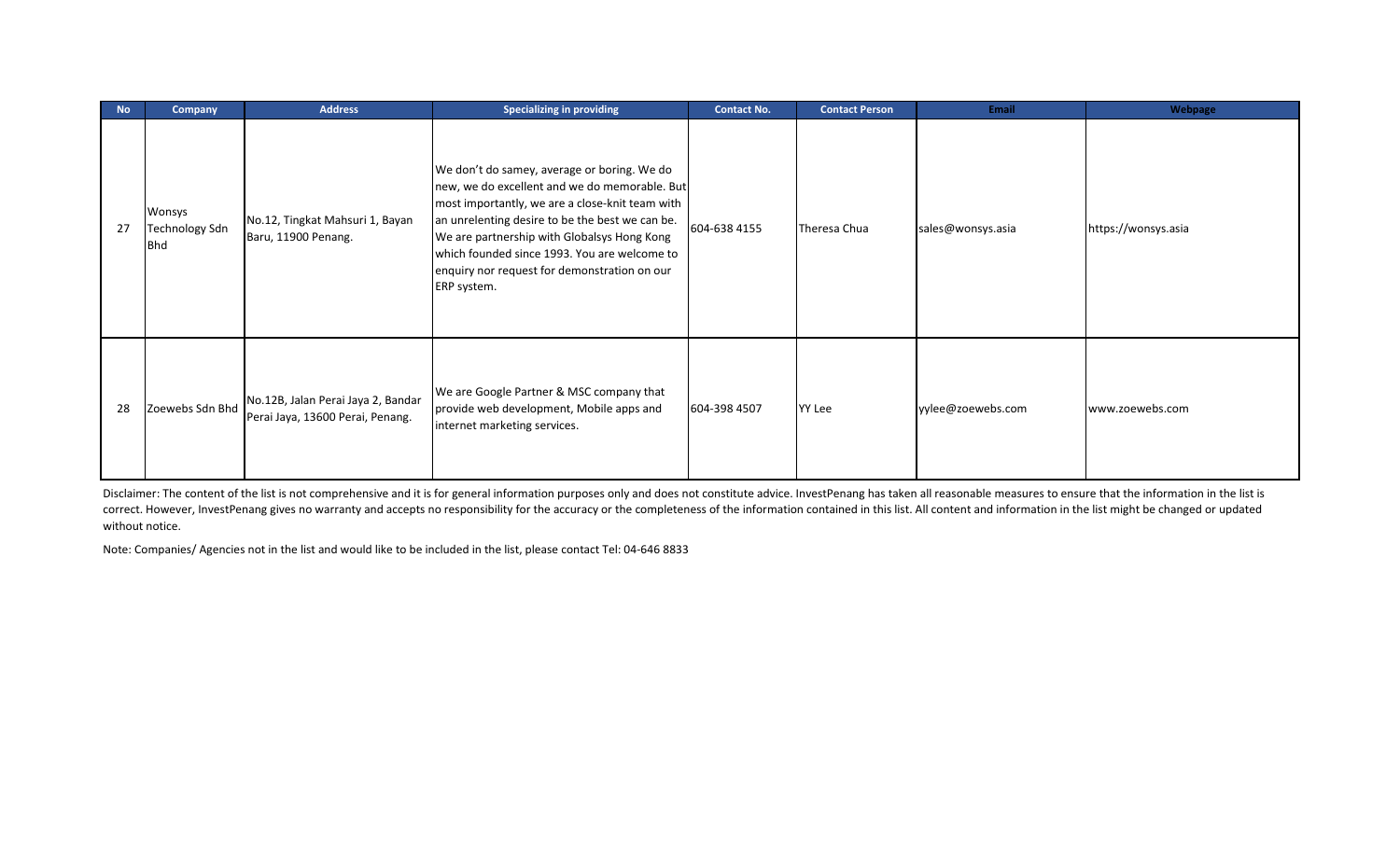| No | Company | Address | Specializing in providing | Contact No. | Contact Person | Email | Webpage |
|---|---|---|---|---|---|---|---|
| 27 | Wonsys Technology Sdn Bhd | No.12, Tingkat Mahsuri 1, Bayan Baru, 11900 Penang. | We don't do samey, average or boring. We do new, we do excellent and we do memorable. But most importantly, we are a close-knit team with an unrelenting desire to be the best we can be. We are partnership with Globalsys Hong Kong which founded since 1993. You are welcome to enquiry nor request for demonstration on our ERP system. | 604-638 4155 | Theresa Chua | sales@wonsys.asia | https://wonsys.asia |
| 28 | Zoewebs Sdn Bhd | No.12B, Jalan Perai Jaya 2, Bandar Perai Jaya, 13600 Perai, Penang. | We are Google Partner & MSC company that provide web development, Mobile apps and internet marketing services. | 604-398 4507 | YY Lee | yylee@zoewebs.com | www.zoewebs.com |

Disclaimer: The content of the list is not comprehensive and it is for general information purposes only and does not constitute advice. InvestPenang has taken all reasonable measures to ensure that the information in the list is correct. However, InvestPenang gives no warranty and accepts no responsibility for the accuracy or the completeness of the information contained in this list. All content and information in the list might be changed or updated without notice.

Note: Companies/ Agencies not in the list and would like to be included in the list, please contact Tel: 04-646 8833